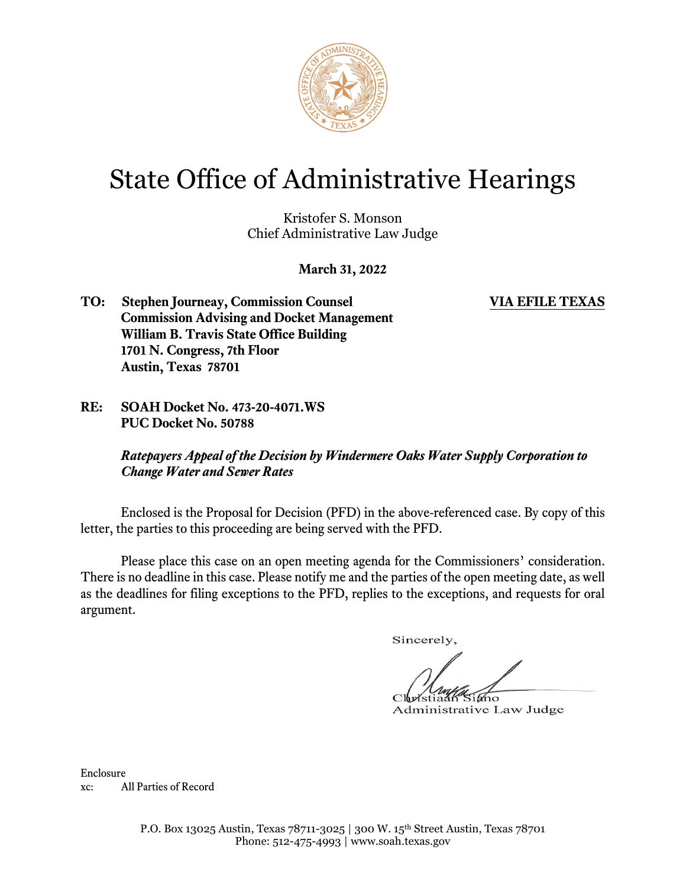# State Office of Administrative Hearings

Kristofer S. Monson
Chief Administrative Law Judge

**March 31, 2022**

**TO: Stephen Journeay, Commission Counsel**
**Commission Advising and Docket Management**
**William B. Travis State Office Building**
**1701 N. Congress, 7th Floor**
**Austin, Texas 78701**

**VIA EFILE TEXAS**

**RE: SOAH Docket No. 473-20-4071.WS**
**PUC Docket No. 50788**

***Ratepayers Appeal of the Decision by Windermere Oaks Water Supply Corporation to Change Water and Sewer Rates***

Enclosed is the Proposal for Decision (PFD) in the above-referenced case. By copy of this letter, the parties to this proceeding are being served with the PFD.

Please place this case on an open meeting agenda for the Commissioners' consideration. There is no deadline in this case. Please notify me and the parties of the open meeting date, as well as the deadlines for filing exceptions to the PFD, replies to the exceptions, and requests for oral argument.

Sincerely,

Christiaan Siano
Administrative Law Judge

Enclosure
xc: All Parties of Record

P.O. Box 13025 Austin, Texas 78711-3025 | 300 W. 15th Street Austin, Texas 78701
Phone: 512-475-4993 | www.soah.texas.gov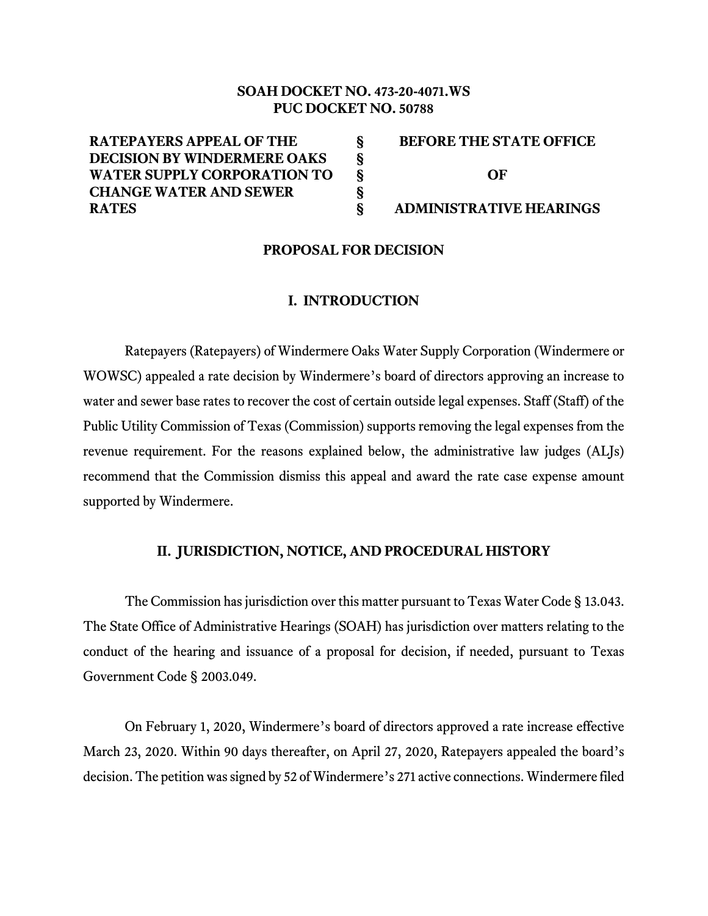**SOAH DOCKET NO. 473-20-4071.WS**
**PUC DOCKET NO. 50788**

| | | |
|---|---|---|
| **RATEPAYERS APPEAL OF THE DECISION BY WINDERMERE OAKS WATER SUPPLY CORPORATION TO CHANGE WATER AND SEWER RATES** | **§ § § § §** | **BEFORE THE STATE OFFICE OF ADMINISTRATIVE HEARINGS** |

## PROPOSAL FOR DECISION

## I. INTRODUCTION

Ratepayers (Ratepayers) of Windermere Oaks Water Supply Corporation (Windermere or WOWSC) appealed a rate decision by Windermere's board of directors approving an increase to water and sewer base rates to recover the cost of certain outside legal expenses. Staff (Staff) of the Public Utility Commission of Texas (Commission) supports removing the legal expenses from the revenue requirement. For the reasons explained below, the administrative law judges (ALJs) recommend that the Commission dismiss this appeal and award the rate case expense amount supported by Windermere.

## II. JURISDICTION, NOTICE, AND PROCEDURAL HISTORY

The Commission has jurisdiction over this matter pursuant to Texas Water Code § 13.043. The State Office of Administrative Hearings (SOAH) has jurisdiction over matters relating to the conduct of the hearing and issuance of a proposal for decision, if needed, pursuant to Texas Government Code § 2003.049.

On February 1, 2020, Windermere's board of directors approved a rate increase effective March 23, 2020. Within 90 days thereafter, on April 27, 2020, Ratepayers appealed the board's decision. The petition was signed by 52 of Windermere's 271 active connections. Windermere filed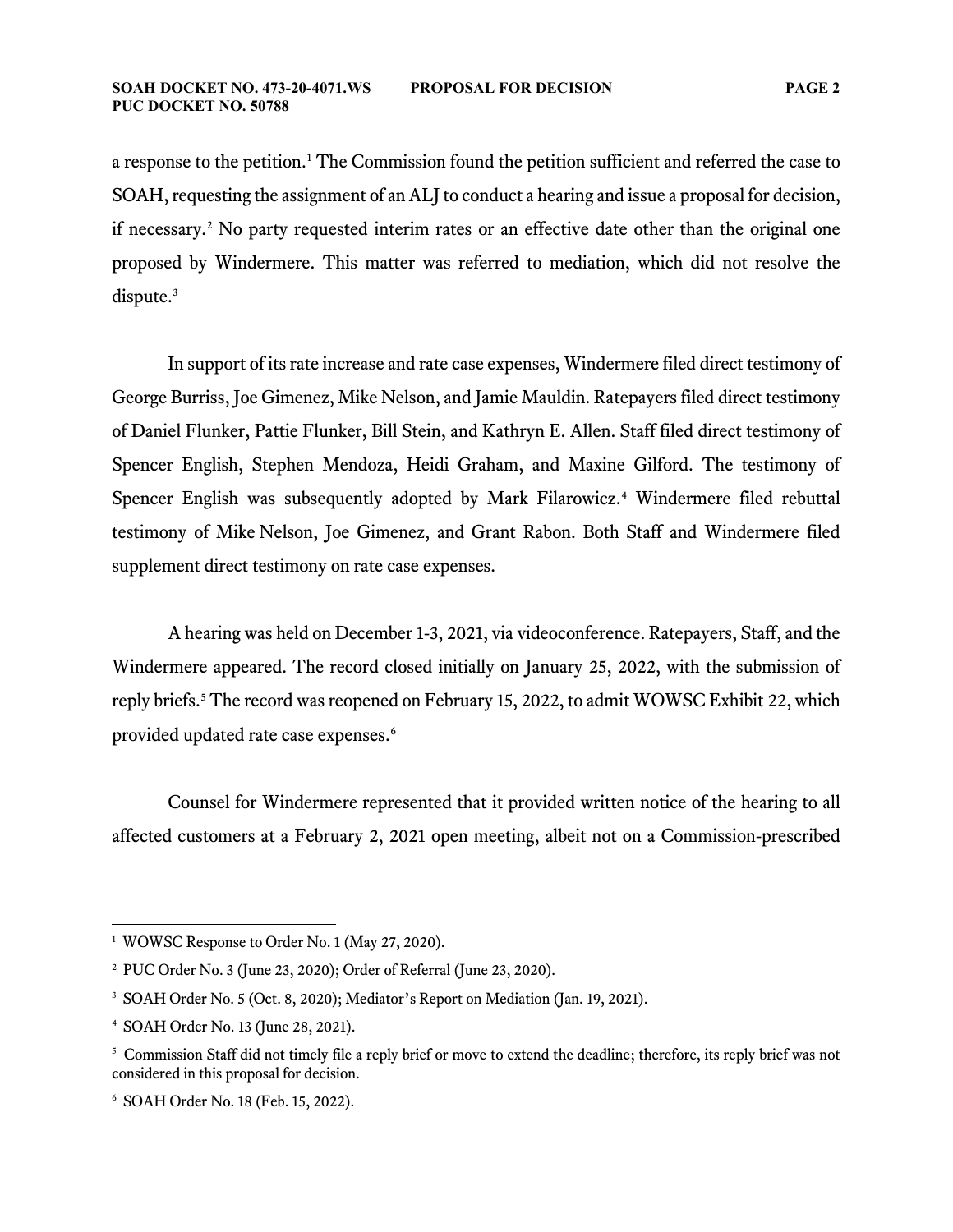a response to the petition.[1] The Commission found the petition sufficient and referred the case to SOAH, requesting the assignment of an ALJ to conduct a hearing and issue a proposal for decision, if necessary.[2] No party requested interim rates or an effective date other than the original one proposed by Windermere. This matter was referred to mediation, which did not resolve the dispute.[3]

In support of its rate increase and rate case expenses, Windermere filed direct testimony of George Burriss, Joe Gimenez, Mike Nelson, and Jamie Mauldin. Ratepayers filed direct testimony of Daniel Flunker, Pattie Flunker, Bill Stein, and Kathryn E. Allen. Staff filed direct testimony of Spencer English, Stephen Mendoza, Heidi Graham, and Maxine Gilford. The testimony of Spencer English was subsequently adopted by Mark Filarowicz.[4] Windermere filed rebuttal testimony of Mike Nelson, Joe Gimenez, and Grant Rabon. Both Staff and Windermere filed supplement direct testimony on rate case expenses.

A hearing was held on December 1-3, 2021, via videoconference. Ratepayers, Staff, and the Windermere appeared. The record closed initially on January 25, 2022, with the submission of reply briefs.[5] The record was reopened on February 15, 2022, to admit WOWSC Exhibit 22, which provided updated rate case expenses.[6]

Counsel for Windermere represented that it provided written notice of the hearing to all affected customers at a February 2, 2021 open meeting, albeit not on a Commission-prescribed

---

[1] WOWSC Response to Order No. 1 (May 27, 2020).

[2] PUC Order No. 3 (June 23, 2020); Order of Referral (June 23, 2020).

[3] SOAH Order No. 5 (Oct. 8, 2020); Mediator's Report on Mediation (Jan. 19, 2021).

[4] SOAH Order No. 13 (June 28, 2021).

[5] Commission Staff did not timely file a reply brief or move to extend the deadline; therefore, its reply brief was not considered in this proposal for decision.

[6] SOAH Order No. 18 (Feb. 15, 2022).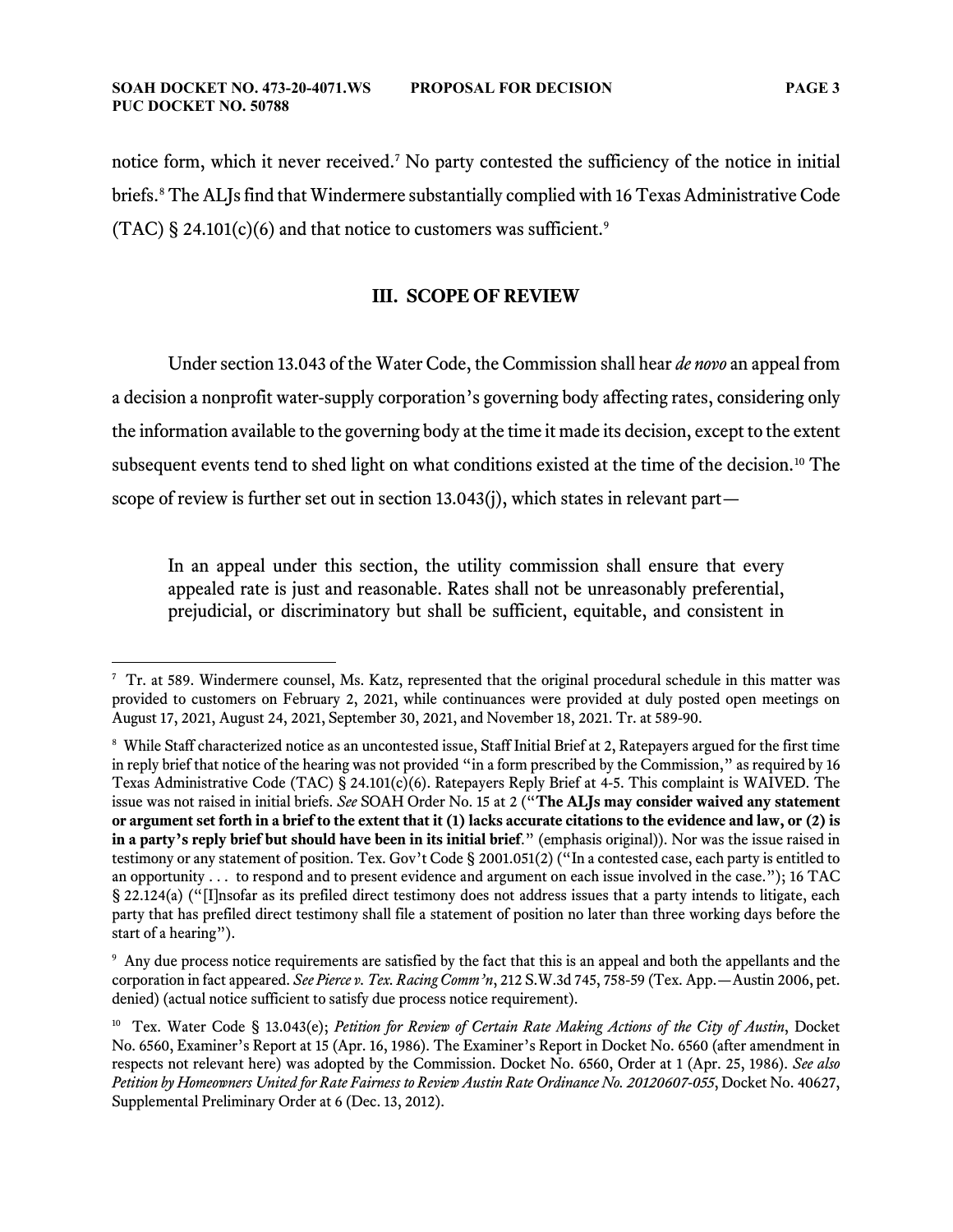notice form, which it never received.[7] No party contested the sufficiency of the notice in initial briefs.[8] The ALJs find that Windermere substantially complied with 16 Texas Administrative Code (TAC) § 24.101(c)(6) and that notice to customers was sufficient.[9]

## III. SCOPE OF REVIEW

Under section 13.043 of the Water Code, the Commission shall hear *de novo* an appeal from a decision a nonprofit water-supply corporation's governing body affecting rates, considering only the information available to the governing body at the time it made its decision, except to the extent subsequent events tend to shed light on what conditions existed at the time of the decision.[10] The scope of review is further set out in section 13.043(j), which states in relevant part—

> In an appeal under this section, the utility commission shall ensure that every appealed rate is just and reasonable. Rates shall not be unreasonably preferential, prejudicial, or discriminatory but shall be sufficient, equitable, and consistent in

---

[7] Tr. at 589. Windermere counsel, Ms. Katz, represented that the original procedural schedule in this matter was provided to customers on February 2, 2021, while continuances were provided at duly posted open meetings on August 17, 2021, August 24, 2021, September 30, 2021, and November 18, 2021. Tr. at 589-90.

[8] While Staff characterized notice as an uncontested issue, Staff Initial Brief at 2, Ratepayers argued for the first time in reply brief that notice of the hearing was not provided "in a form prescribed by the Commission," as required by 16 Texas Administrative Code (TAC) § 24.101(c)(6). Ratepayers Reply Brief at 4-5. This complaint is WAIVED. The issue was not raised in initial briefs. *See* SOAH Order No. 15 at 2 ("**The ALJs may consider waived any statement or argument set forth in a brief to the extent that it (1) lacks accurate citations to the evidence and law, or (2) is in a party's reply brief but should have been in its initial brief**." (emphasis original)). Nor was the issue raised in testimony or any statement of position. Tex. Gov't Code § 2001.051(2) ("In a contested case, each party is entitled to an opportunity . . . to respond and to present evidence and argument on each issue involved in the case."); 16 TAC § 22.124(a) ("[I]nsofar as its prefiled direct testimony does not address issues that a party intends to litigate, each party that has prefiled direct testimony shall file a statement of position no later than three working days before the start of a hearing").

[9] Any due process notice requirements are satisfied by the fact that this is an appeal and both the appellants and the corporation in fact appeared. *See Pierce v. Tex. Racing Comm'n*, 212 S.W.3d 745, 758-59 (Tex. App.—Austin 2006, pet. denied) (actual notice sufficient to satisfy due process notice requirement).

[10] Tex. Water Code § 13.043(e); *Petition for Review of Certain Rate Making Actions of the City of Austin*, Docket No. 6560, Examiner's Report at 15 (Apr. 16, 1986). The Examiner's Report in Docket No. 6560 (after amendment in respects not relevant here) was adopted by the Commission. Docket No. 6560, Order at 1 (Apr. 25, 1986). *See also Petition by Homeowners United for Rate Fairness to Review Austin Rate Ordinance No. 20120607-055*, Docket No. 40627, Supplemental Preliminary Order at 6 (Dec. 13, 2012).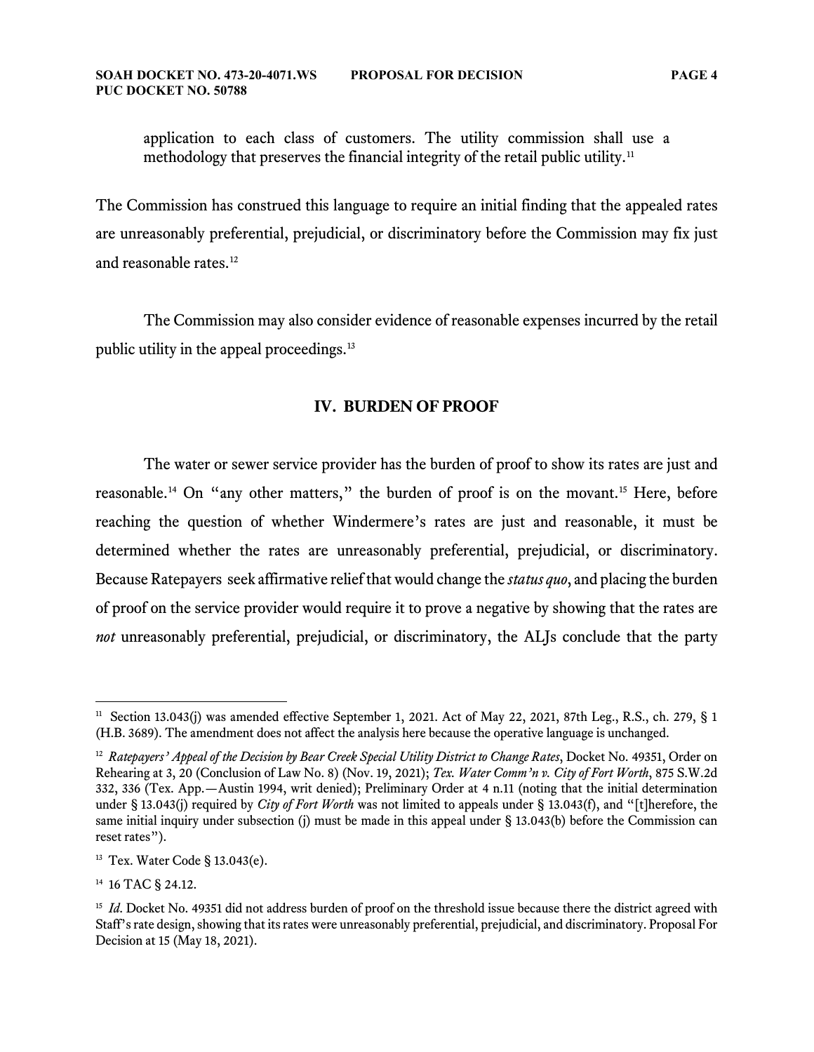> application to each class of customers. The utility commission shall use a methodology that preserves the financial integrity of the retail public utility.[11]

The Commission has construed this language to require an initial finding that the appealed rates are unreasonably preferential, prejudicial, or discriminatory before the Commission may fix just and reasonable rates.[12]

The Commission may also consider evidence of reasonable expenses incurred by the retail public utility in the appeal proceedings.[13]

## IV. BURDEN OF PROOF

The water or sewer service provider has the burden of proof to show its rates are just and reasonable.[14] On "any other matters," the burden of proof is on the movant.[15] Here, before reaching the question of whether Windermere's rates are just and reasonable, it must be determined whether the rates are unreasonably preferential, prejudicial, or discriminatory. Because Ratepayers seek affirmative relief that would change the *status quo*, and placing the burden of proof on the service provider would require it to prove a negative by showing that the rates are *not* unreasonably preferential, prejudicial, or discriminatory, the ALJs conclude that the party

---

[11] Section 13.043(j) was amended effective September 1, 2021. Act of May 22, 2021, 87th Leg., R.S., ch. 279, § 1 (H.B. 3689). The amendment does not affect the analysis here because the operative language is unchanged.

[12] *Ratepayers' Appeal of the Decision by Bear Creek Special Utility District to Change Rates*, Docket No. 49351, Order on Rehearing at 3, 20 (Conclusion of Law No. 8) (Nov. 19, 2021); *Tex. Water Comm'n v. City of Fort Worth*, 875 S.W.2d 332, 336 (Tex. App.—Austin 1994, writ denied); Preliminary Order at 4 n.11 (noting that the initial determination under § 13.043(j) required by *City of Fort Worth* was not limited to appeals under § 13.043(f), and "[t]herefore, the same initial inquiry under subsection (j) must be made in this appeal under § 13.043(b) before the Commission can reset rates").

[13] Tex. Water Code § 13.043(e).

[14] 16 TAC § 24.12.

[15] *Id*. Docket No. 49351 did not address burden of proof on the threshold issue because there the district agreed with Staff's rate design, showing that its rates were unreasonably preferential, prejudicial, and discriminatory. Proposal For Decision at 15 (May 18, 2021).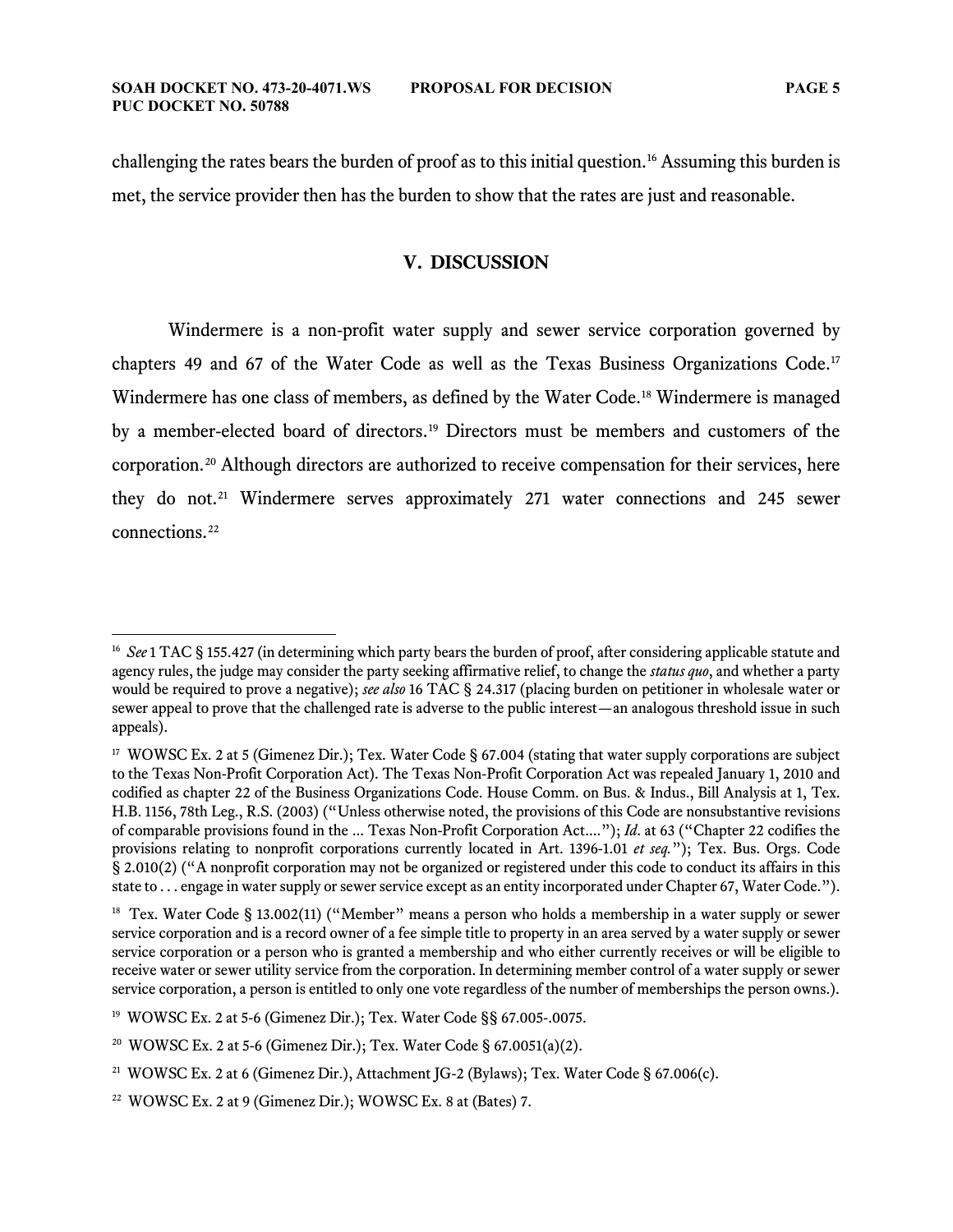challenging the rates bears the burden of proof as to this initial question.[16] Assuming this burden is met, the service provider then has the burden to show that the rates are just and reasonable.

## V. DISCUSSION

Windermere is a non-profit water supply and sewer service corporation governed by chapters 49 and 67 of the Water Code as well as the Texas Business Organizations Code.[17] Windermere has one class of members, as defined by the Water Code.[18] Windermere is managed by a member-elected board of directors.[19] Directors must be members and customers of the corporation.[20] Although directors are authorized to receive compensation for their services, here they do not.[21] Windermere serves approximately 271 water connections and 245 sewer connections.[22]

---

[16] *See* 1 TAC § 155.427 (in determining which party bears the burden of proof, after considering applicable statute and agency rules, the judge may consider the party seeking affirmative relief, to change the *status quo*, and whether a party would be required to prove a negative); *see also* 16 TAC § 24.317 (placing burden on petitioner in wholesale water or sewer appeal to prove that the challenged rate is adverse to the public interest—an analogous threshold issue in such appeals).

[17] WOWSC Ex. 2 at 5 (Gimenez Dir.); Tex. Water Code § 67.004 (stating that water supply corporations are subject to the Texas Non-Profit Corporation Act). The Texas Non-Profit Corporation Act was repealed January 1, 2010 and codified as chapter 22 of the Business Organizations Code. House Comm. on Bus. & Indus., Bill Analysis at 1, Tex. H.B. 1156, 78th Leg., R.S. (2003) ("Unless otherwise noted, the provisions of this Code are nonsubstantive revisions of comparable provisions found in the ... Texas Non-Profit Corporation Act...."); *Id*. at 63 ("Chapter 22 codifies the provisions relating to nonprofit corporations currently located in Art. 1396-1.01 *et seq.*"); Tex. Bus. Orgs. Code § 2.010(2) ("A nonprofit corporation may not be organized or registered under this code to conduct its affairs in this state to . . . engage in water supply or sewer service except as an entity incorporated under Chapter 67, Water Code.").

[18] Tex. Water Code § 13.002(11) ("Member" means a person who holds a membership in a water supply or sewer service corporation and is a record owner of a fee simple title to property in an area served by a water supply or sewer service corporation or a person who is granted a membership and who either currently receives or will be eligible to receive water or sewer utility service from the corporation. In determining member control of a water supply or sewer service corporation, a person is entitled to only one vote regardless of the number of memberships the person owns.).

[19] WOWSC Ex. 2 at 5-6 (Gimenez Dir.); Tex. Water Code §§ 67.005-.0075.

[20] WOWSC Ex. 2 at 5-6 (Gimenez Dir.); Tex. Water Code § 67.0051(a)(2).

[21] WOWSC Ex. 2 at 6 (Gimenez Dir.), Attachment JG-2 (Bylaws); Tex. Water Code § 67.006(c).

[22] WOWSC Ex. 2 at 9 (Gimenez Dir.); WOWSC Ex. 8 at (Bates) 7.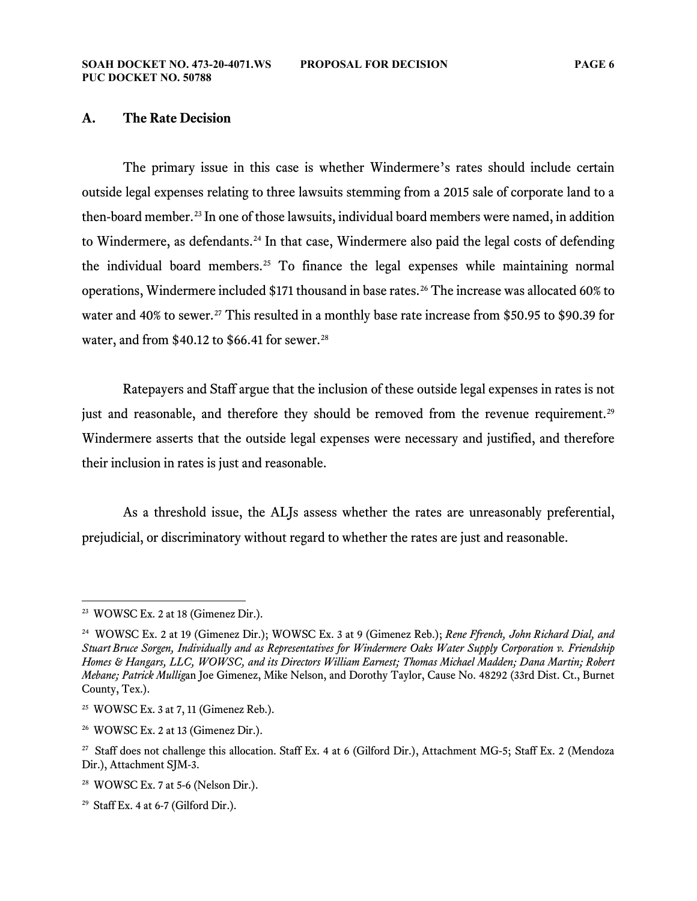## A. The Rate Decision

The primary issue in this case is whether Windermere's rates should include certain outside legal expenses relating to three lawsuits stemming from a 2015 sale of corporate land to a then-board member.[23] In one of those lawsuits, individual board members were named, in addition to Windermere, as defendants.[24] In that case, Windermere also paid the legal costs of defending the individual board members.[25] To finance the legal expenses while maintaining normal operations, Windermere included $171 thousand in base rates.[26] The increase was allocated 60% to water and 40% to sewer.[27] This resulted in a monthly base rate increase from $50.95 to $90.39 for water, and from $40.12 to $66.41 for sewer.[28]

Ratepayers and Staff argue that the inclusion of these outside legal expenses in rates is not just and reasonable, and therefore they should be removed from the revenue requirement.[29] Windermere asserts that the outside legal expenses were necessary and justified, and therefore their inclusion in rates is just and reasonable.

As a threshold issue, the ALJs assess whether the rates are unreasonably preferential, prejudicial, or discriminatory without regard to whether the rates are just and reasonable.

---

[23] WOWSC Ex. 2 at 18 (Gimenez Dir.).

[24] WOWSC Ex. 2 at 19 (Gimenez Dir.); WOWSC Ex. 3 at 9 (Gimenez Reb.); *Rene Ffrench, John Richard Dial, and Stuart Bruce Sorgen, Individually and as Representatives for Windermere Oaks Water Supply Corporation v. Friendship Homes & Hangars, LLC, WOWSC, and its Directors William Earnest; Thomas Michael Madden; Dana Martin; Robert Mebane; Patrick Mulligan* Joe Gimenez, Mike Nelson, and Dorothy Taylor, Cause No. 48292 (33rd Dist. Ct., Burnet County, Tex.).

[25] WOWSC Ex. 3 at 7, 11 (Gimenez Reb.).

[26] WOWSC Ex. 2 at 13 (Gimenez Dir.).

[27] Staff does not challenge this allocation. Staff Ex. 4 at 6 (Gilford Dir.), Attachment MG-5; Staff Ex. 2 (Mendoza Dir.), Attachment SJM-3.

[28] WOWSC Ex. 7 at 5-6 (Nelson Dir.).

[29] Staff Ex. 4 at 6-7 (Gilford Dir.).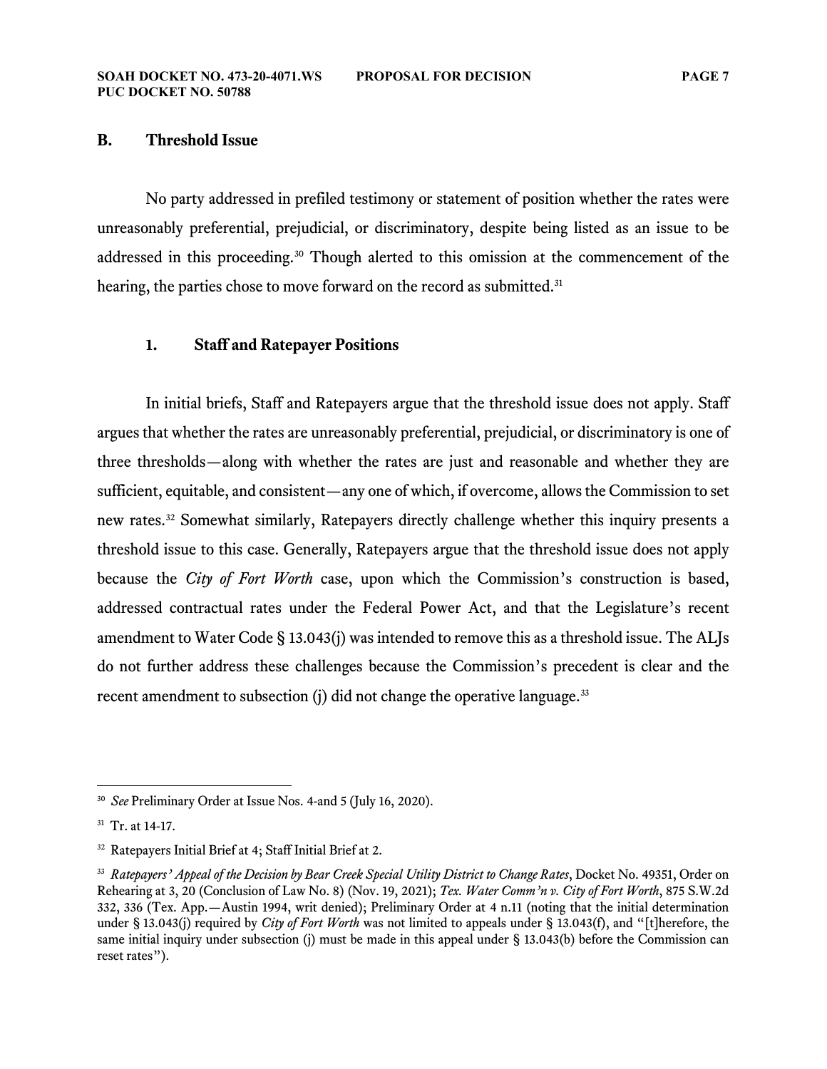## B. Threshold Issue

No party addressed in prefiled testimony or statement of position whether the rates were unreasonably preferential, prejudicial, or discriminatory, despite being listed as an issue to be addressed in this proceeding.[30] Though alerted to this omission at the commencement of the hearing, the parties chose to move forward on the record as submitted.[31]

### 1. Staff and Ratepayer Positions

In initial briefs, Staff and Ratepayers argue that the threshold issue does not apply. Staff argues that whether the rates are unreasonably preferential, prejudicial, or discriminatory is one of three thresholds—along with whether the rates are just and reasonable and whether they are sufficient, equitable, and consistent—any one of which, if overcome, allows the Commission to set new rates.[32] Somewhat similarly, Ratepayers directly challenge whether this inquiry presents a threshold issue to this case. Generally, Ratepayers argue that the threshold issue does not apply because the *City of Fort Worth* case, upon which the Commission's construction is based, addressed contractual rates under the Federal Power Act, and that the Legislature's recent amendment to Water Code § 13.043(j) was intended to remove this as a threshold issue. The ALJs do not further address these challenges because the Commission's precedent is clear and the recent amendment to subsection (j) did not change the operative language.[33]

---

[30] *See* Preliminary Order at Issue Nos. 4-and 5 (July 16, 2020).

[31] Tr. at 14-17.

[32] Ratepayers Initial Brief at 4; Staff Initial Brief at 2.

[33] *Ratepayers' Appeal of the Decision by Bear Creek Special Utility District to Change Rates*, Docket No. 49351, Order on Rehearing at 3, 20 (Conclusion of Law No. 8) (Nov. 19, 2021); *Tex. Water Comm'n v. City of Fort Worth*, 875 S.W.2d 332, 336 (Tex. App.—Austin 1994, writ denied); Preliminary Order at 4 n.11 (noting that the initial determination under § 13.043(j) required by *City of Fort Worth* was not limited to appeals under § 13.043(f), and "[t]herefore, the same initial inquiry under subsection (j) must be made in this appeal under § 13.043(b) before the Commission can reset rates").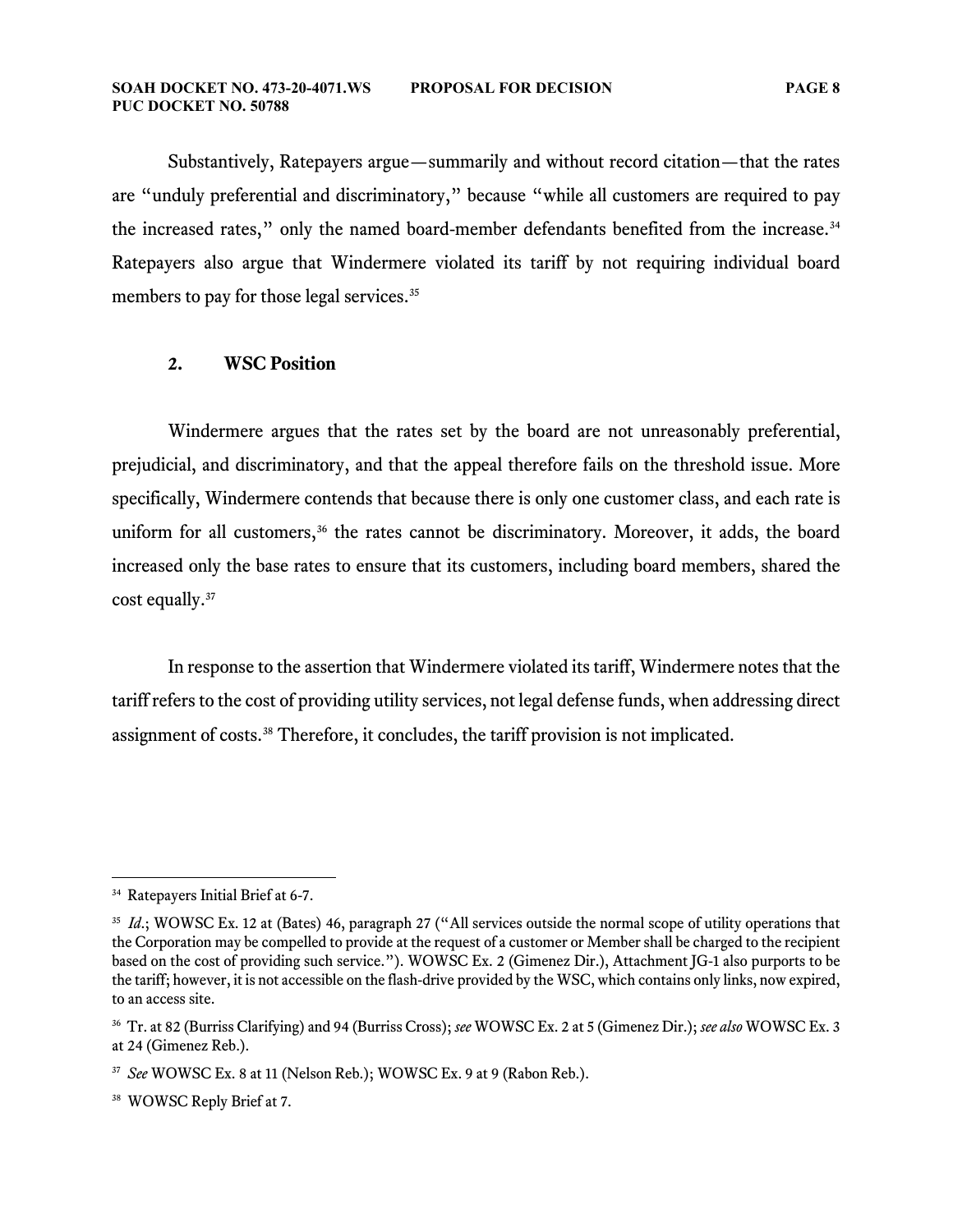Substantively, Ratepayers argue—summarily and without record citation—that the rates are "unduly preferential and discriminatory," because "while all customers are required to pay the increased rates," only the named board-member defendants benefited from the increase.[34] Ratepayers also argue that Windermere violated its tariff by not requiring individual board members to pay for those legal services.[35]

### 2. WSC Position

Windermere argues that the rates set by the board are not unreasonably preferential, prejudicial, and discriminatory, and that the appeal therefore fails on the threshold issue. More specifically, Windermere contends that because there is only one customer class, and each rate is uniform for all customers,[36] the rates cannot be discriminatory. Moreover, it adds, the board increased only the base rates to ensure that its customers, including board members, shared the cost equally.[37]

In response to the assertion that Windermere violated its tariff, Windermere notes that the tariff refers to the cost of providing utility services, not legal defense funds, when addressing direct assignment of costs.[38] Therefore, it concludes, the tariff provision is not implicated.

---

[34] Ratepayers Initial Brief at 6-7.

[35] *Id.*; WOWSC Ex. 12 at (Bates) 46, paragraph 27 ("All services outside the normal scope of utility operations that the Corporation may be compelled to provide at the request of a customer or Member shall be charged to the recipient based on the cost of providing such service."). WOWSC Ex. 2 (Gimenez Dir.), Attachment JG-1 also purports to be the tariff; however, it is not accessible on the flash-drive provided by the WSC, which contains only links, now expired, to an access site.

[36] Tr. at 82 (Burriss Clarifying) and 94 (Burriss Cross); *see* WOWSC Ex. 2 at 5 (Gimenez Dir.); *see also* WOWSC Ex. 3 at 24 (Gimenez Reb.).

[37] *See* WOWSC Ex. 8 at 11 (Nelson Reb.); WOWSC Ex. 9 at 9 (Rabon Reb.).

[38] WOWSC Reply Brief at 7.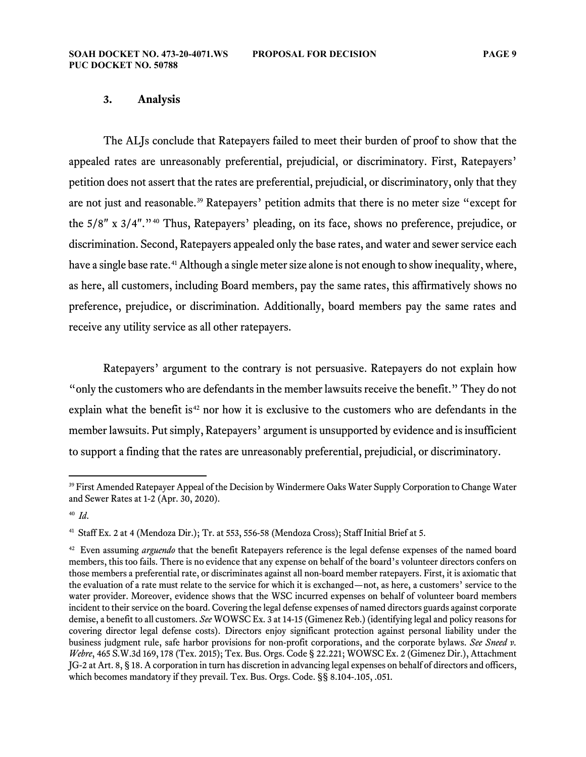### 3. Analysis

The ALJs conclude that Ratepayers failed to meet their burden of proof to show that the appealed rates are unreasonably preferential, prejudicial, or discriminatory. First, Ratepayers' petition does not assert that the rates are preferential, prejudicial, or discriminatory, only that they are not just and reasonable.[39] Ratepayers' petition admits that there is no meter size "except for the 5/8″ x 3/4″."[40] Thus, Ratepayers' pleading, on its face, shows no preference, prejudice, or discrimination. Second, Ratepayers appealed only the base rates, and water and sewer service each have a single base rate.[41] Although a single meter size alone is not enough to show inequality, where, as here, all customers, including Board members, pay the same rates, this affirmatively shows no preference, prejudice, or discrimination. Additionally, board members pay the same rates and receive any utility service as all other ratepayers.

Ratepayers' argument to the contrary is not persuasive. Ratepayers do not explain how "only the customers who are defendants in the member lawsuits receive the benefit." They do not explain what the benefit is[42] nor how it is exclusive to the customers who are defendants in the member lawsuits. Put simply, Ratepayers' argument is unsupported by evidence and is insufficient to support a finding that the rates are unreasonably preferential, prejudicial, or discriminatory.

---

[39] First Amended Ratepayer Appeal of the Decision by Windermere Oaks Water Supply Corporation to Change Water and Sewer Rates at 1-2 (Apr. 30, 2020).

[40] *Id*.

[41] Staff Ex. 2 at 4 (Mendoza Dir.); Tr. at 553, 556-58 (Mendoza Cross); Staff Initial Brief at 5.

[42] Even assuming *arguendo* that the benefit Ratepayers reference is the legal defense expenses of the named board members, this too fails. There is no evidence that any expense on behalf of the board's volunteer directors confers on those members a preferential rate, or discriminates against all non-board member ratepayers. First, it is axiomatic that the evaluation of a rate must relate to the service for which it is exchanged—not, as here, a customers' service to the water provider. Moreover, evidence shows that the WSC incurred expenses on behalf of volunteer board members incident to their service on the board. Covering the legal defense expenses of named directors guards against corporate demise, a benefit to all customers. *See* WOWSC Ex. 3 at 14-15 (Gimenez Reb.) (identifying legal and policy reasons for covering director legal defense costs). Directors enjoy significant protection against personal liability under the business judgment rule, safe harbor provisions for non-profit corporations, and the corporate bylaws. *See Sneed v. Webre*, 465 S.W.3d 169, 178 (Tex. 2015); Tex. Bus. Orgs. Code § 22.221; WOWSC Ex. 2 (Gimenez Dir.), Attachment JG-2 at Art. 8, § 18. A corporation in turn has discretion in advancing legal expenses on behalf of directors and officers, which becomes mandatory if they prevail. Tex. Bus. Orgs. Code. §§ 8.104-.105, .051.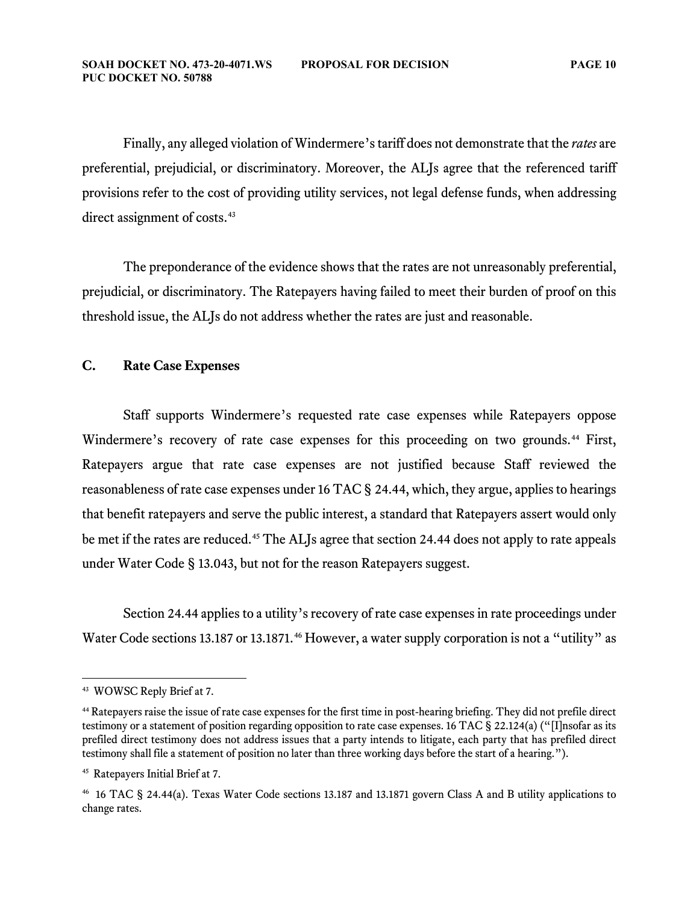Finally, any alleged violation of Windermere's tariff does not demonstrate that the *rates* are preferential, prejudicial, or discriminatory. Moreover, the ALJs agree that the referenced tariff provisions refer to the cost of providing utility services, not legal defense funds, when addressing direct assignment of costs.[43]

The preponderance of the evidence shows that the rates are not unreasonably preferential, prejudicial, or discriminatory. The Ratepayers having failed to meet their burden of proof on this threshold issue, the ALJs do not address whether the rates are just and reasonable.

### C. Rate Case Expenses

Staff supports Windermere's requested rate case expenses while Ratepayers oppose Windermere's recovery of rate case expenses for this proceeding on two grounds.[44] First, Ratepayers argue that rate case expenses are not justified because Staff reviewed the reasonableness of rate case expenses under 16 TAC § 24.44, which, they argue, applies to hearings that benefit ratepayers and serve the public interest, a standard that Ratepayers assert would only be met if the rates are reduced.[45] The ALJs agree that section 24.44 does not apply to rate appeals under Water Code § 13.043, but not for the reason Ratepayers suggest.

Section 24.44 applies to a utility's recovery of rate case expenses in rate proceedings under Water Code sections 13.187 or 13.1871.[46] However, a water supply corporation is not a "utility" as

---

[43] WOWSC Reply Brief at 7.

[44] Ratepayers raise the issue of rate case expenses for the first time in post-hearing briefing. They did not prefile direct testimony or a statement of position regarding opposition to rate case expenses. 16 TAC § 22.124(a) ("[I]nsofar as its prefiled direct testimony does not address issues that a party intends to litigate, each party that has prefiled direct testimony shall file a statement of position no later than three working days before the start of a hearing.").

[45] Ratepayers Initial Brief at 7.

[46] 16 TAC § 24.44(a). Texas Water Code sections 13.187 and 13.1871 govern Class A and B utility applications to change rates.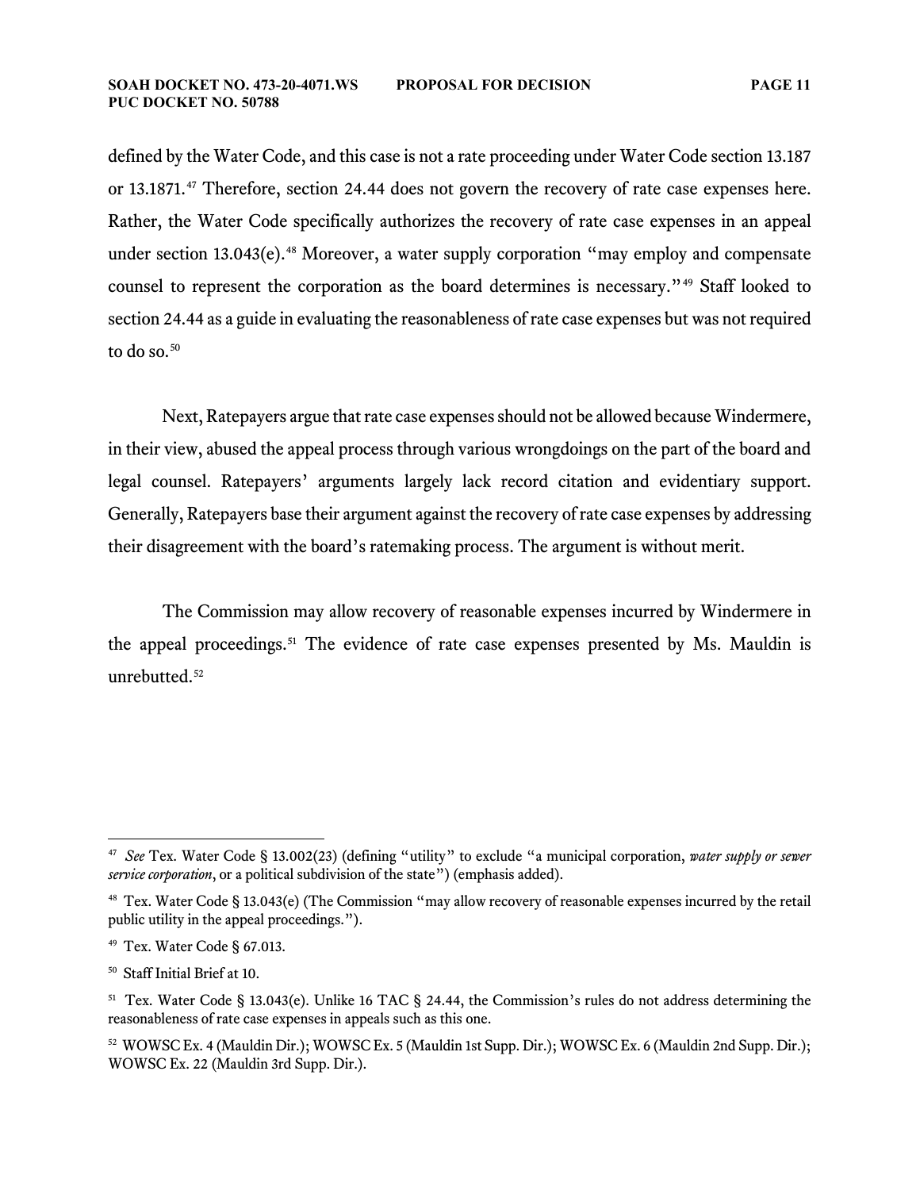defined by the Water Code, and this case is not a rate proceeding under Water Code section 13.187 or 13.1871.[47] Therefore, section 24.44 does not govern the recovery of rate case expenses here. Rather, the Water Code specifically authorizes the recovery of rate case expenses in an appeal under section 13.043(e).[48] Moreover, a water supply corporation "may employ and compensate counsel to represent the corporation as the board determines is necessary."[49] Staff looked to section 24.44 as a guide in evaluating the reasonableness of rate case expenses but was not required to do so.[50]

Next, Ratepayers argue that rate case expenses should not be allowed because Windermere, in their view, abused the appeal process through various wrongdoings on the part of the board and legal counsel. Ratepayers' arguments largely lack record citation and evidentiary support. Generally, Ratepayers base their argument against the recovery of rate case expenses by addressing their disagreement with the board's ratemaking process. The argument is without merit.

The Commission may allow recovery of reasonable expenses incurred by Windermere in the appeal proceedings.[51] The evidence of rate case expenses presented by Ms. Mauldin is unrebutted.[52]

---

[47] *See* Tex. Water Code § 13.002(23) (defining "utility" to exclude "a municipal corporation, *water supply or sewer service corporation*, or a political subdivision of the state") (emphasis added).

[48] Tex. Water Code § 13.043(e) (The Commission "may allow recovery of reasonable expenses incurred by the retail public utility in the appeal proceedings.").

[49] Tex. Water Code § 67.013.

[50] Staff Initial Brief at 10.

[51] Tex. Water Code § 13.043(e). Unlike 16 TAC § 24.44, the Commission's rules do not address determining the reasonableness of rate case expenses in appeals such as this one.

[52] WOWSC Ex. 4 (Mauldin Dir.); WOWSC Ex. 5 (Mauldin 1st Supp. Dir.); WOWSC Ex. 6 (Mauldin 2nd Supp. Dir.); WOWSC Ex. 22 (Mauldin 3rd Supp. Dir.).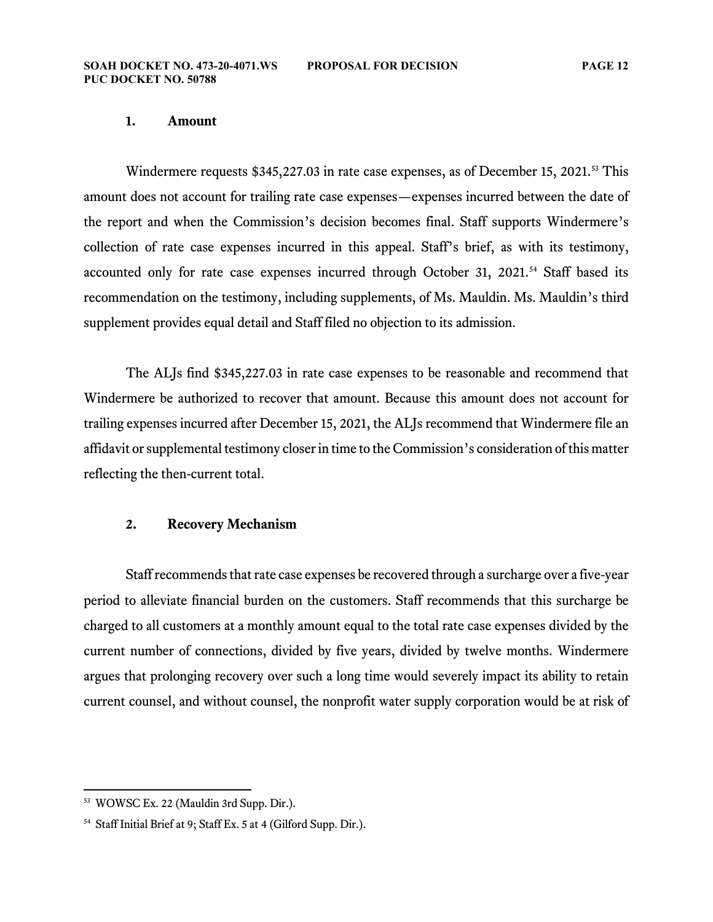### 1. Amount

Windermere requests $345,227.03 in rate case expenses, as of December 15, 2021.[53] This amount does not account for trailing rate case expenses—expenses incurred between the date of the report and when the Commission's decision becomes final. Staff supports Windermere's collection of rate case expenses incurred in this appeal. Staff's brief, as with its testimony, accounted only for rate case expenses incurred through October 31, 2021.[54] Staff based its recommendation on the testimony, including supplements, of Ms. Mauldin. Ms. Mauldin's third supplement provides equal detail and Staff filed no objection to its admission.

The ALJs find $345,227.03 in rate case expenses to be reasonable and recommend that Windermere be authorized to recover that amount. Because this amount does not account for trailing expenses incurred after December 15, 2021, the ALJs recommend that Windermere file an affidavit or supplemental testimony closer in time to the Commission's consideration of this matter reflecting the then-current total.

### 2. Recovery Mechanism

Staff recommends that rate case expenses be recovered through a surcharge over a five-year period to alleviate financial burden on the customers. Staff recommends that this surcharge be charged to all customers at a monthly amount equal to the total rate case expenses divided by the current number of connections, divided by five years, divided by twelve months. Windermere argues that prolonging recovery over such a long time would severely impact its ability to retain current counsel, and without counsel, the nonprofit water supply corporation would be at risk of

---

[53] WOWSC Ex. 22 (Mauldin 3rd Supp. Dir.).

[54] Staff Initial Brief at 9; Staff Ex. 5 at 4 (Gilford Supp. Dir.).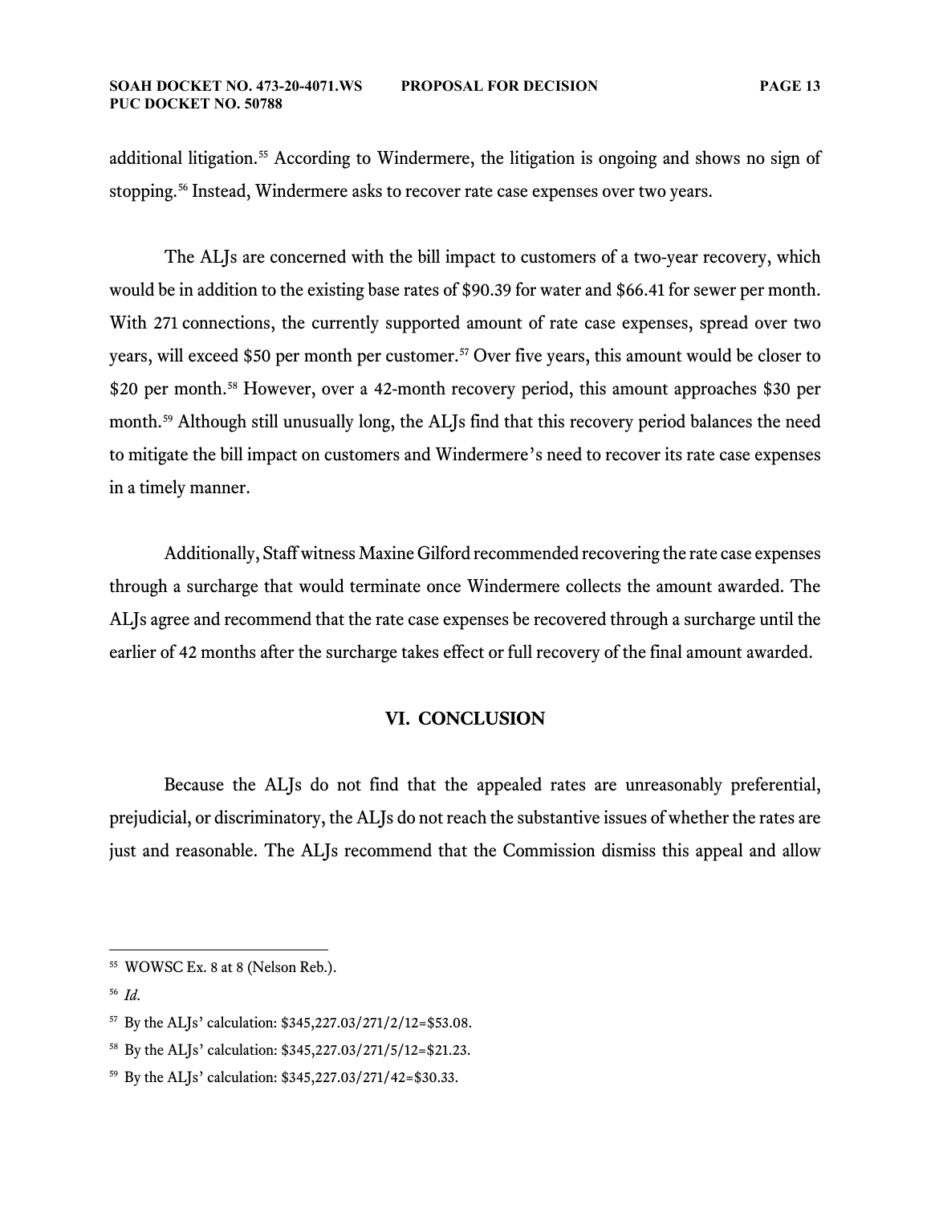additional litigation.[55] According to Windermere, the litigation is ongoing and shows no sign of stopping.[56] Instead, Windermere asks to recover rate case expenses over two years.

The ALJs are concerned with the bill impact to customers of a two-year recovery, which would be in addition to the existing base rates of $90.39 for water and $66.41 for sewer per month. With 271 connections, the currently supported amount of rate case expenses, spread over two years, will exceed $50 per month per customer.[57] Over five years, this amount would be closer to $20 per month.[58] However, over a 42-month recovery period, this amount approaches $30 per month.[59] Although still unusually long, the ALJs find that this recovery period balances the need to mitigate the bill impact on customers and Windermere's need to recover its rate case expenses in a timely manner.

Additionally, Staff witness Maxine Gilford recommended recovering the rate case expenses through a surcharge that would terminate once Windermere collects the amount awarded. The ALJs agree and recommend that the rate case expenses be recovered through a surcharge until the earlier of 42 months after the surcharge takes effect or full recovery of the final amount awarded.

## VI. CONCLUSION

Because the ALJs do not find that the appealed rates are unreasonably preferential, prejudicial, or discriminatory, the ALJs do not reach the substantive issues of whether the rates are just and reasonable. The ALJs recommend that the Commission dismiss this appeal and allow

---

[55] WOWSC Ex. 8 at 8 (Nelson Reb.).

[56] *Id.*

[57] By the ALJs' calculation: $345,227.03/271/2/12=$53.08.

[58] By the ALJs' calculation: $345,227.03/271/5/12=$21.23.

[59] By the ALJs' calculation: $345,227.03/271/42=$30.33.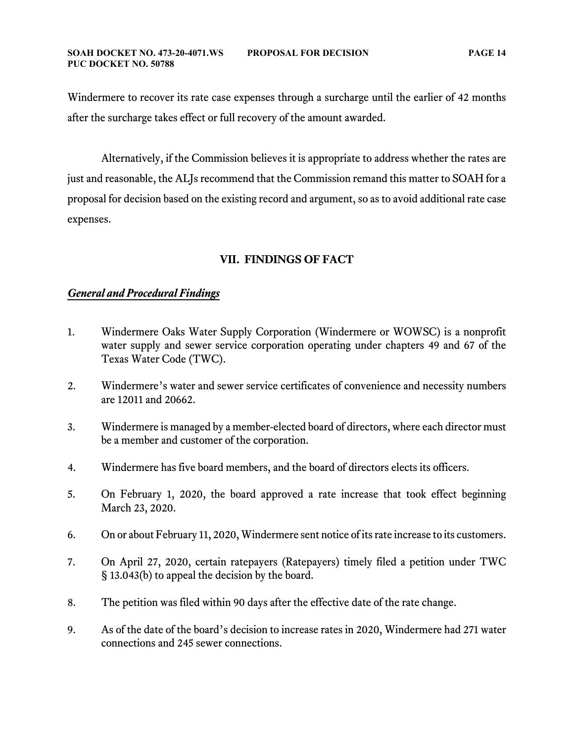Windermere to recover its rate case expenses through a surcharge until the earlier of 42 months after the surcharge takes effect or full recovery of the amount awarded.

Alternatively, if the Commission believes it is appropriate to address whether the rates are just and reasonable, the ALJs recommend that the Commission remand this matter to SOAH for a proposal for decision based on the existing record and argument, so as to avoid additional rate case expenses.

## VII. FINDINGS OF FACT

***General and Procedural Findings***

1. Windermere Oaks Water Supply Corporation (Windermere or WOWSC) is a nonprofit water supply and sewer service corporation operating under chapters 49 and 67 of the Texas Water Code (TWC).

2. Windermere's water and sewer service certificates of convenience and necessity numbers are 12011 and 20662.

3. Windermere is managed by a member-elected board of directors, where each director must be a member and customer of the corporation.

4. Windermere has five board members, and the board of directors elects its officers.

5. On February 1, 2020, the board approved a rate increase that took effect beginning March 23, 2020.

6. On or about February 11, 2020, Windermere sent notice of its rate increase to its customers.

7. On April 27, 2020, certain ratepayers (Ratepayers) timely filed a petition under TWC § 13.043(b) to appeal the decision by the board.

8. The petition was filed within 90 days after the effective date of the rate change.

9. As of the date of the board's decision to increase rates in 2020, Windermere had 271 water connections and 245 sewer connections.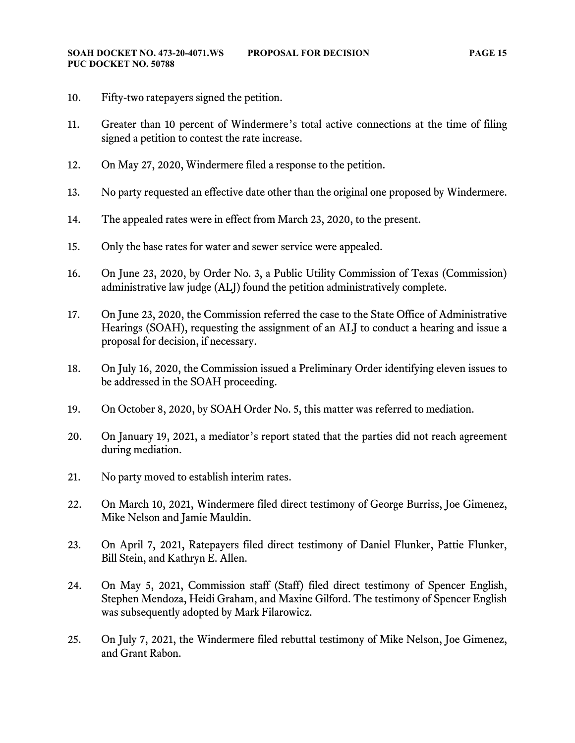10. Fifty-two ratepayers signed the petition.

11. Greater than 10 percent of Windermere's total active connections at the time of filing signed a petition to contest the rate increase.

12. On May 27, 2020, Windermere filed a response to the petition.

13. No party requested an effective date other than the original one proposed by Windermere.

14. The appealed rates were in effect from March 23, 2020, to the present.

15. Only the base rates for water and sewer service were appealed.

16. On June 23, 2020, by Order No. 3, a Public Utility Commission of Texas (Commission) administrative law judge (ALJ) found the petition administratively complete.

17. On June 23, 2020, the Commission referred the case to the State Office of Administrative Hearings (SOAH), requesting the assignment of an ALJ to conduct a hearing and issue a proposal for decision, if necessary.

18. On July 16, 2020, the Commission issued a Preliminary Order identifying eleven issues to be addressed in the SOAH proceeding.

19. On October 8, 2020, by SOAH Order No. 5, this matter was referred to mediation.

20. On January 19, 2021, a mediator's report stated that the parties did not reach agreement during mediation.

21. No party moved to establish interim rates.

22. On March 10, 2021, Windermere filed direct testimony of George Burriss, Joe Gimenez, Mike Nelson and Jamie Mauldin.

23. On April 7, 2021, Ratepayers filed direct testimony of Daniel Flunker, Pattie Flunker, Bill Stein, and Kathryn E. Allen.

24. On May 5, 2021, Commission staff (Staff) filed direct testimony of Spencer English, Stephen Mendoza, Heidi Graham, and Maxine Gilford. The testimony of Spencer English was subsequently adopted by Mark Filarowicz.

25. On July 7, 2021, the Windermere filed rebuttal testimony of Mike Nelson, Joe Gimenez, and Grant Rabon.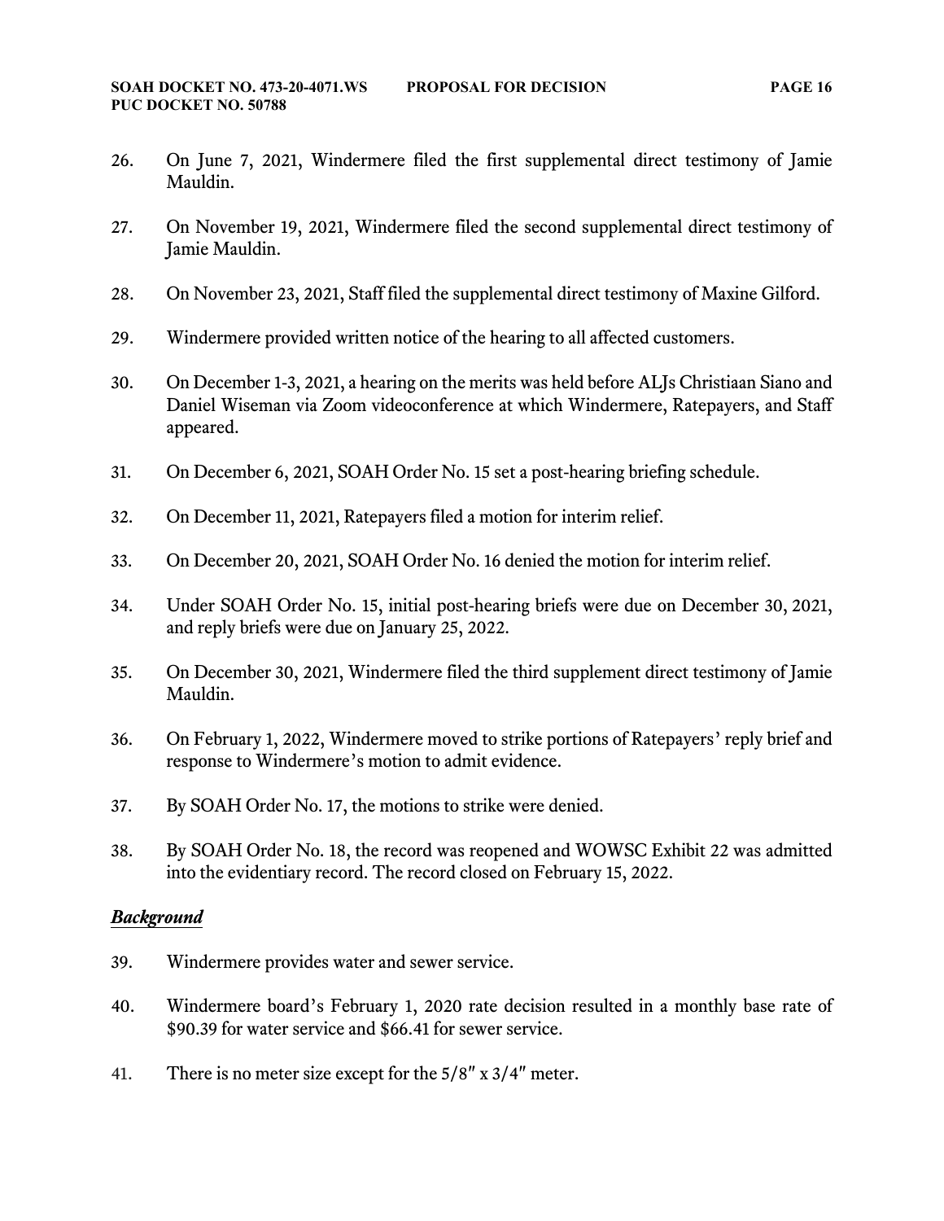26. On June 7, 2021, Windermere filed the first supplemental direct testimony of Jamie Mauldin.

27. On November 19, 2021, Windermere filed the second supplemental direct testimony of Jamie Mauldin.

28. On November 23, 2021, Staff filed the supplemental direct testimony of Maxine Gilford.

29. Windermere provided written notice of the hearing to all affected customers.

30. On December 1-3, 2021, a hearing on the merits was held before ALJs Christiaan Siano and Daniel Wiseman via Zoom videoconference at which Windermere, Ratepayers, and Staff appeared.

31. On December 6, 2021, SOAH Order No. 15 set a post-hearing briefing schedule.

32. On December 11, 2021, Ratepayers filed a motion for interim relief.

33. On December 20, 2021, SOAH Order No. 16 denied the motion for interim relief.

34. Under SOAH Order No. 15, initial post-hearing briefs were due on December 30, 2021, and reply briefs were due on January 25, 2022.

35. On December 30, 2021, Windermere filed the third supplement direct testimony of Jamie Mauldin.

36. On February 1, 2022, Windermere moved to strike portions of Ratepayers' reply brief and response to Windermere's motion to admit evidence.

37. By SOAH Order No. 17, the motions to strike were denied.

38. By SOAH Order No. 18, the record was reopened and WOWSC Exhibit 22 was admitted into the evidentiary record. The record closed on February 15, 2022.

***Background***

39. Windermere provides water and sewer service.

40. Windermere board's February 1, 2020 rate decision resulted in a monthly base rate of $90.39 for water service and $66.41 for sewer service.

41. There is no meter size except for the 5/8″ x 3/4″ meter.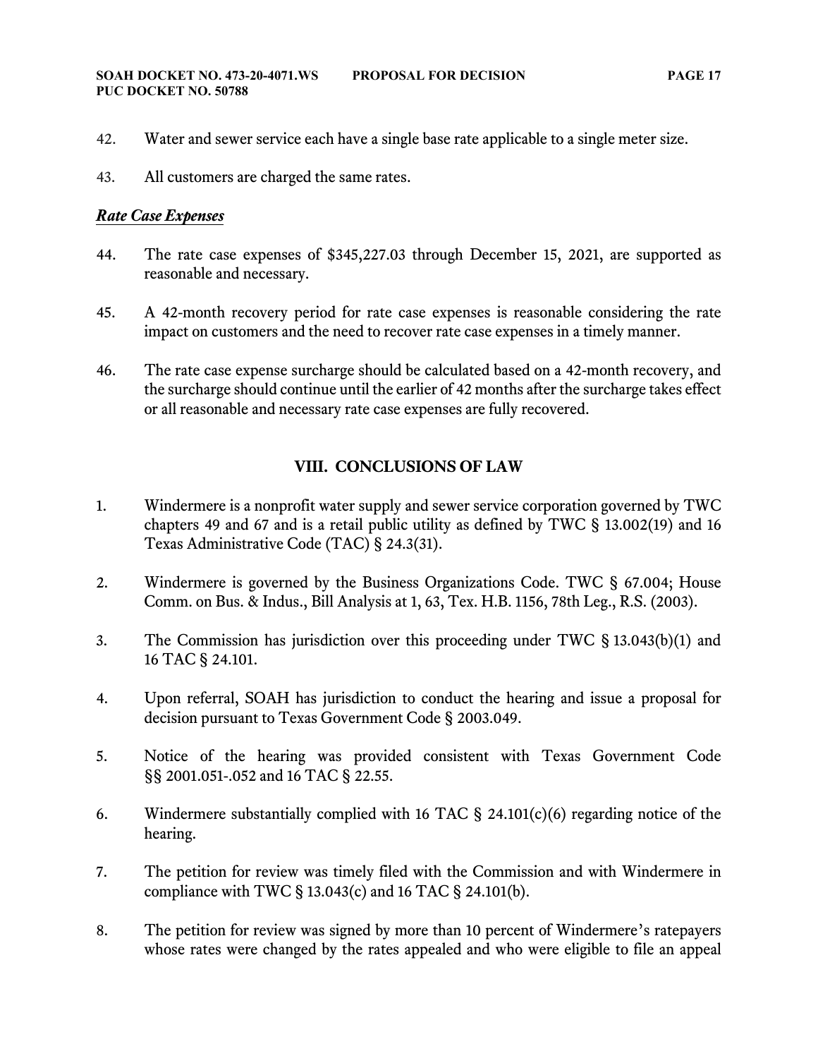42. Water and sewer service each have a single base rate applicable to a single meter size.

43. All customers are charged the same rates.

***Rate Case Expenses***

44. The rate case expenses of $345,227.03 through December 15, 2021, are supported as reasonable and necessary.

45. A 42-month recovery period for rate case expenses is reasonable considering the rate impact on customers and the need to recover rate case expenses in a timely manner.

46. The rate case expense surcharge should be calculated based on a 42-month recovery, and the surcharge should continue until the earlier of 42 months after the surcharge takes effect or all reasonable and necessary rate case expenses are fully recovered.

## VIII. CONCLUSIONS OF LAW

1. Windermere is a nonprofit water supply and sewer service corporation governed by TWC chapters 49 and 67 and is a retail public utility as defined by TWC § 13.002(19) and 16 Texas Administrative Code (TAC) § 24.3(31).

2. Windermere is governed by the Business Organizations Code. TWC § 67.004; House Comm. on Bus. & Indus., Bill Analysis at 1, 63, Tex. H.B. 1156, 78th Leg., R.S. (2003).

3. The Commission has jurisdiction over this proceeding under TWC § 13.043(b)(1) and 16 TAC § 24.101.

4. Upon referral, SOAH has jurisdiction to conduct the hearing and issue a proposal for decision pursuant to Texas Government Code § 2003.049.

5. Notice of the hearing was provided consistent with Texas Government Code §§ 2001.051-.052 and 16 TAC § 22.55.

6. Windermere substantially complied with 16 TAC § 24.101(c)(6) regarding notice of the hearing.

7. The petition for review was timely filed with the Commission and with Windermere in compliance with TWC § 13.043(c) and 16 TAC § 24.101(b).

8. The petition for review was signed by more than 10 percent of Windermere's ratepayers whose rates were changed by the rates appealed and who were eligible to file an appeal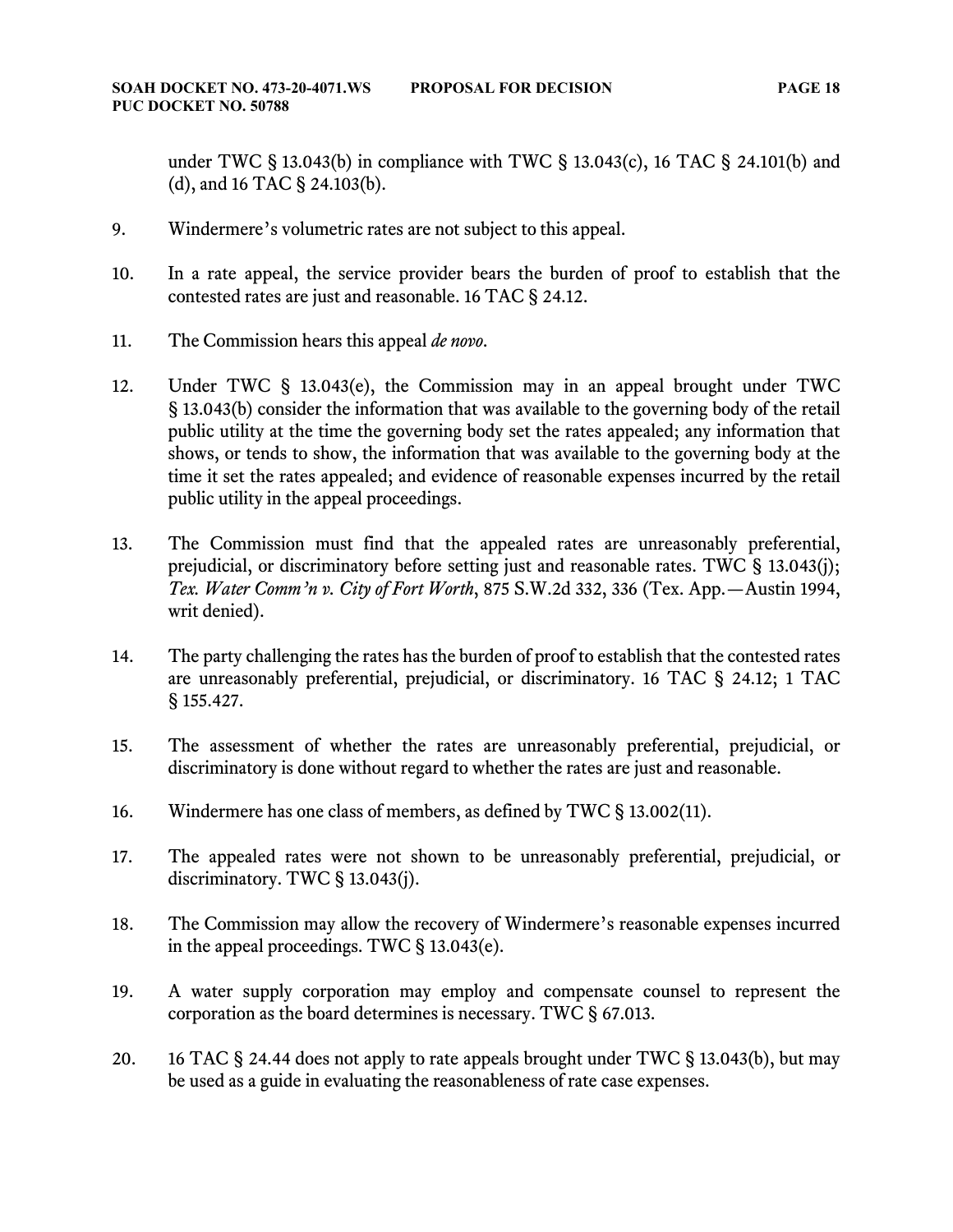under TWC § 13.043(b) in compliance with TWC § 13.043(c), 16 TAC § 24.101(b) and (d), and 16 TAC § 24.103(b).

9. Windermere's volumetric rates are not subject to this appeal.

10. In a rate appeal, the service provider bears the burden of proof to establish that the contested rates are just and reasonable. 16 TAC § 24.12.

11. The Commission hears this appeal *de novo*.

12. Under TWC § 13.043(e), the Commission may in an appeal brought under TWC § 13.043(b) consider the information that was available to the governing body of the retail public utility at the time the governing body set the rates appealed; any information that shows, or tends to show, the information that was available to the governing body at the time it set the rates appealed; and evidence of reasonable expenses incurred by the retail public utility in the appeal proceedings.

13. The Commission must find that the appealed rates are unreasonably preferential, prejudicial, or discriminatory before setting just and reasonable rates. TWC § 13.043(j); *Tex. Water Comm'n v. City of Fort Worth*, 875 S.W.2d 332, 336 (Tex. App.—Austin 1994, writ denied).

14. The party challenging the rates has the burden of proof to establish that the contested rates are unreasonably preferential, prejudicial, or discriminatory. 16 TAC § 24.12; 1 TAC § 155.427.

15. The assessment of whether the rates are unreasonably preferential, prejudicial, or discriminatory is done without regard to whether the rates are just and reasonable.

16. Windermere has one class of members, as defined by TWC § 13.002(11).

17. The appealed rates were not shown to be unreasonably preferential, prejudicial, or discriminatory. TWC § 13.043(j).

18. The Commission may allow the recovery of Windermere's reasonable expenses incurred in the appeal proceedings. TWC § 13.043(e).

19. A water supply corporation may employ and compensate counsel to represent the corporation as the board determines is necessary. TWC § 67.013.

20. 16 TAC § 24.44 does not apply to rate appeals brought under TWC § 13.043(b), but may be used as a guide in evaluating the reasonableness of rate case expenses.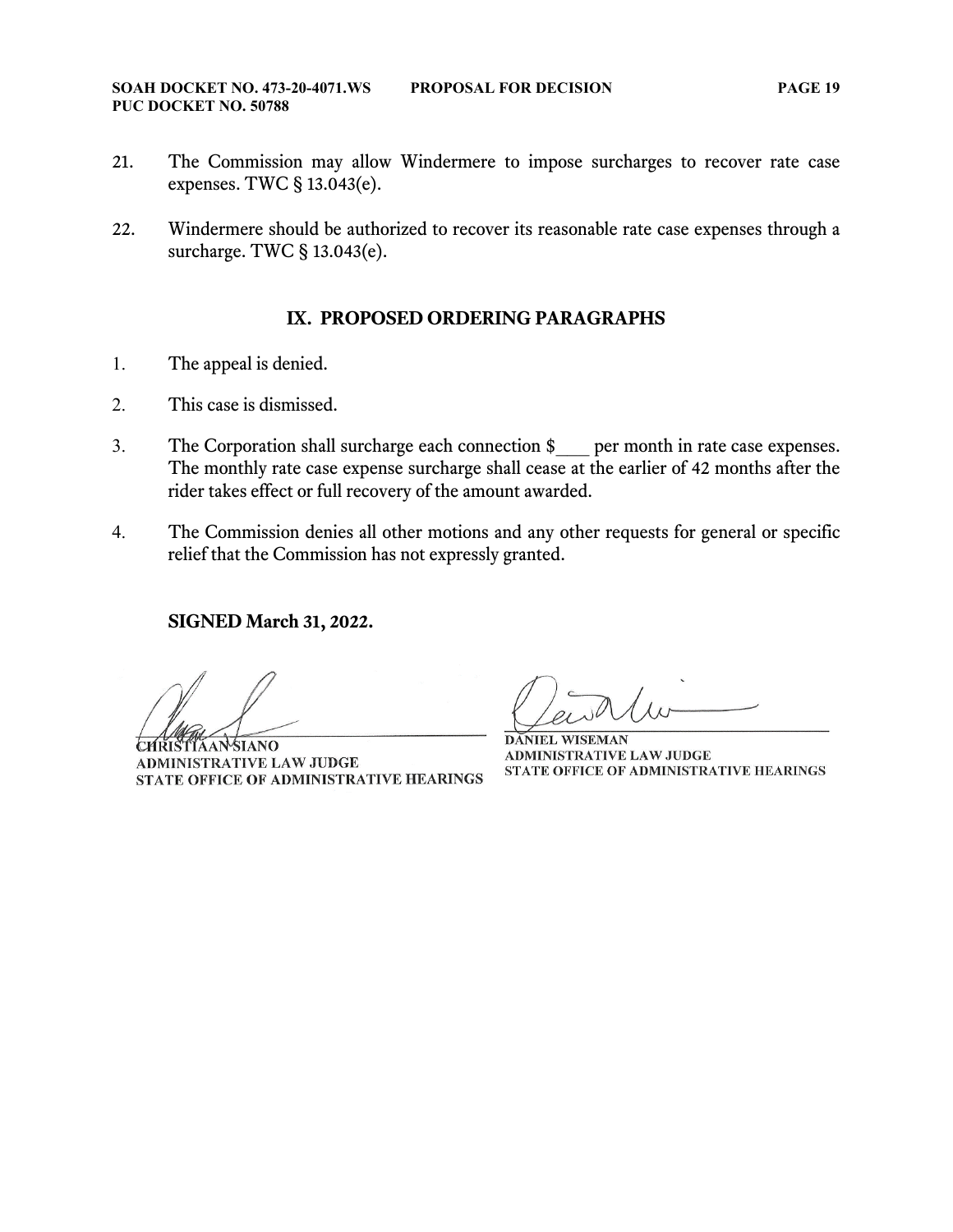21. The Commission may allow Windermere to impose surcharges to recover rate case expenses. TWC § 13.043(e).

22. Windermere should be authorized to recover its reasonable rate case expenses through a surcharge. TWC § 13.043(e).

## IX. PROPOSED ORDERING PARAGRAPHS

1. The appeal is denied.

2. This case is dismissed.

3. The Corporation shall surcharge each connection $____ per month in rate case expenses. The monthly rate case expense surcharge shall cease at the earlier of 42 months after the rider takes effect or full recovery of the amount awarded.

4. The Commission denies all other motions and any other requests for general or specific relief that the Commission has not expressly granted.

**SIGNED March 31, 2022.**

CHRISTIAAN SIANO
ADMINISTRATIVE LAW JUDGE
STATE OFFICE OF ADMINISTRATIVE HEARINGS

DANIEL WISEMAN
ADMINISTRATIVE LAW JUDGE
STATE OFFICE OF ADMINISTRATIVE HEARINGS